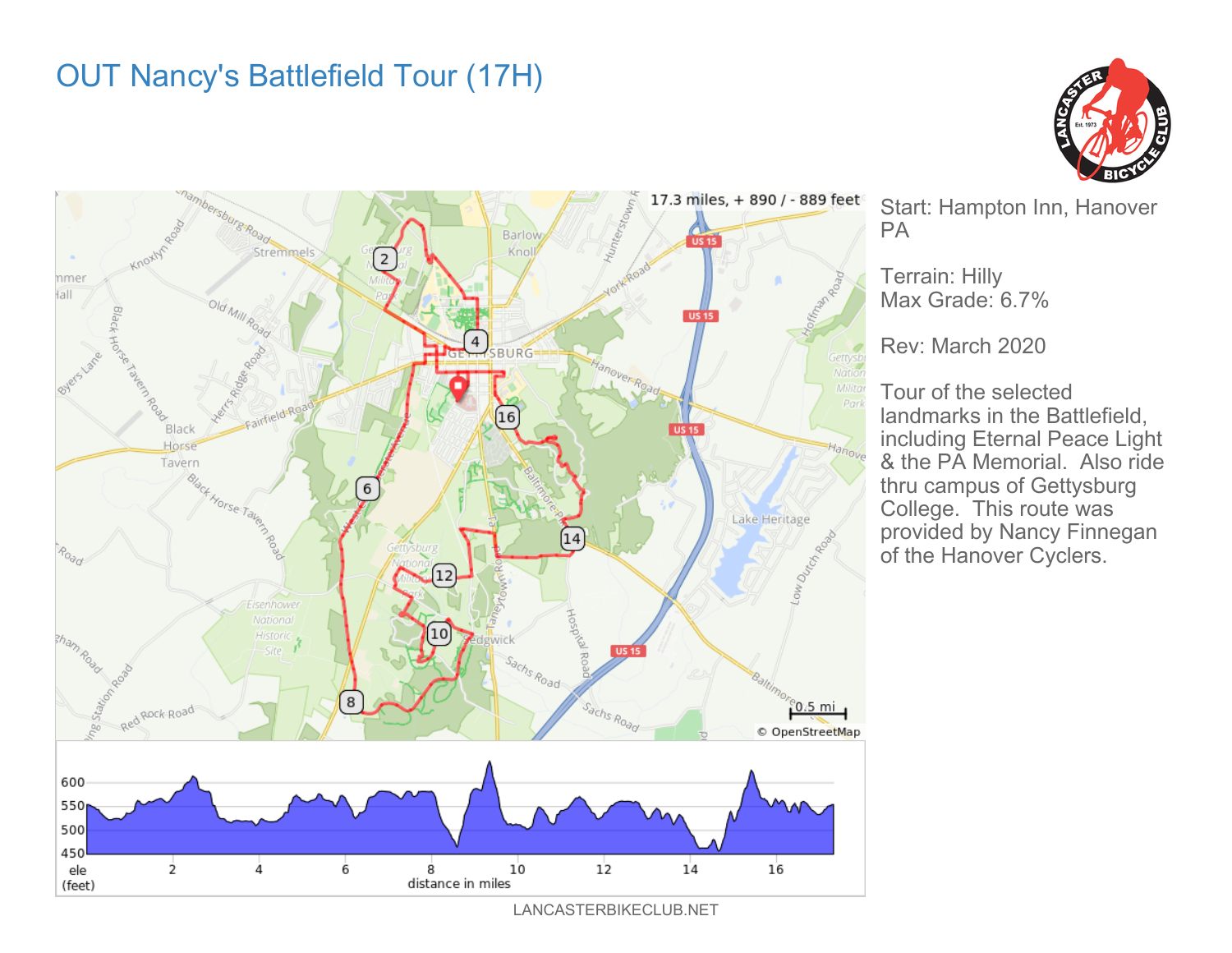# OUT Nancy's Battlefield Tour (17H)

17.3 miles, + 890 / - 889 feet

Start: Hampton Inn, Hanover PA

Terrain: Hilly
Max Grade: 6.7%

Rev: March 2020

Tour of the selected landmarks in the Battlefield, including Eternal Peace Light & the PA Memorial. Also ride thru campus of Gettysburg College. This route was provided by Nancy Finnegan of the Hanover Cyclers.

LANCASTERBIKECLUB.NET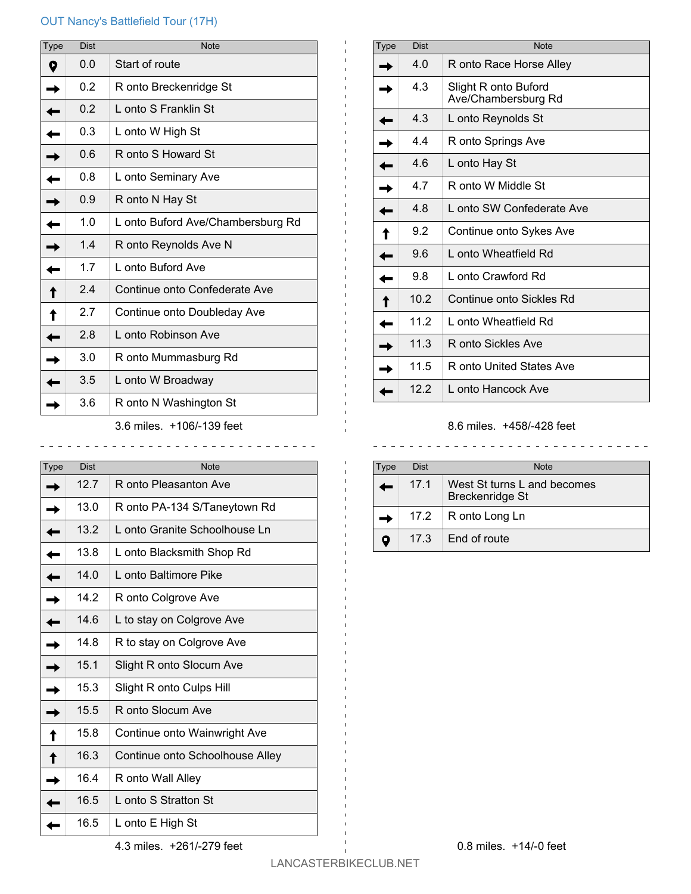OUT Nancy's Battlefield Tour (17H)

| Type | Dist | Note |
|---|---|---|
| Start | 0.0 | Start of route |
| → | 0.2 | R onto Breckenridge St |
| ← | 0.2 | L onto S Franklin St |
| ← | 0.3 | L onto W High St |
| → | 0.6 | R onto S Howard St |
| ← | 0.8 | L onto Seminary Ave |
| → | 0.9 | R onto N Hay St |
| ← | 1.0 | L onto Buford Ave/Chambersburg Rd |
| → | 1.4 | R onto Reynolds Ave N |
| ← | 1.7 | L onto Buford Ave |
| ↑ | 2.4 | Continue onto Confederate Ave |
| ↑ | 2.7 | Continue onto Doubleday Ave |
| ← | 2.8 | L onto Robinson Ave |
| → | 3.0 | R onto Mummasburg Rd |
| ← | 3.5 | L onto W Broadway |
| → | 3.6 | R onto N Washington St |

3.6 miles. +106/-139 feet

| Type | Dist | Note |
|---|---|---|
| → | 4.0 | R onto Race Horse Alley |
| → | 4.3 | Slight R onto Buford Ave/Chambersburg Rd |
| ← | 4.3 | L onto Reynolds St |
| → | 4.4 | R onto Springs Ave |
| ← | 4.6 | L onto Hay St |
| → | 4.7 | R onto W Middle St |
| ← | 4.8 | L onto SW Confederate Ave |
| ↑ | 9.2 | Continue onto Sykes Ave |
| ← | 9.6 | L onto Wheatfield Rd |
| ← | 9.8 | L onto Crawford Rd |
| ↑ | 10.2 | Continue onto Sickles Rd |
| ← | 11.2 | L onto Wheatfield Rd |
| → | 11.3 | R onto Sickles Ave |
| → | 11.5 | R onto United States Ave |
| ← | 12.2 | L onto Hancock Ave |

8.6 miles. +458/-428 feet

| Type | Dist | Note |
|---|---|---|
| → | 12.7 | R onto Pleasanton Ave |
| → | 13.0 | R onto PA-134 S/Taneytown Rd |
| ← | 13.2 | L onto Granite Schoolhouse Ln |
| ← | 13.8 | L onto Blacksmith Shop Rd |
| ← | 14.0 | L onto Baltimore Pike |
| → | 14.2 | R onto Colgrove Ave |
| ← | 14.6 | L to stay on Colgrove Ave |
| → | 14.8 | R to stay on Colgrove Ave |
| → | 15.1 | Slight R onto Slocum Ave |
| → | 15.3 | Slight R onto Culps Hill |
| → | 15.5 | R onto Slocum Ave |
| ↑ | 15.8 | Continue onto Wainwright Ave |
| ↑ | 16.3 | Continue onto Schoolhouse Alley |
| → | 16.4 | R onto Wall Alley |
| ← | 16.5 | L onto S Stratton St |
| ← | 16.5 | L onto E High St |

4.3 miles. +261/-279 feet

| Type | Dist | Note |
|---|---|---|
| ← | 17.1 | West St turns L and becomes Breckenridge St |
| → | 17.2 | R onto Long Ln |
| End | 17.3 | End of route |

0.8 miles. +14/-0 feet

LANCASTERBIKECLUB.NET